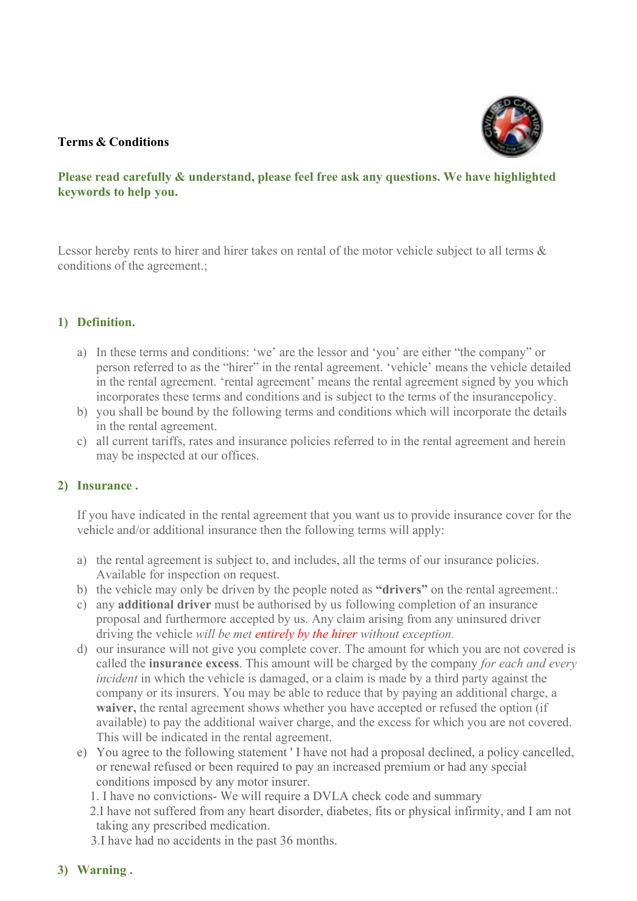**Terms & Conditions**

**Please read carefully & understand, please feel free ask any questions. We have highlighted keywords to help you.**

Lessor hereby rents to hirer and hirer takes on rental of the motor vehicle subject to all terms & conditions of the agreement.;

## 1) Definition.

a) In these terms and conditions: 'we' are the lessor and 'you' are either "the company" or person referred to as the "hirer" in the rental agreement. 'vehicle' means the vehicle detailed in the rental agreement. 'rental agreement' means the rental agreement signed by you which incorporates these terms and conditions and is subject to the terms of the insurancepolicy.

b) you shall be bound by the following terms and conditions which will incorporate the details in the rental agreement.

c) all current tariffs, rates and insurance policies referred to in the rental agreement and herein may be inspected at our offices.

## 2) Insurance .

If you have indicated in the rental agreement that you want us to provide insurance cover for the vehicle and/or additional insurance then the following terms will apply:

a) the rental agreement is subject to, and includes, all the terms of our insurance policies. Available for inspection on request.

b) the vehicle may only be driven by the people noted as **"drivers"** on the rental agreement.:

c) any **additional driver** must be authorised by us following completion of an insurance proposal and furthermore accepted by us. Any claim arising from any uninsured driver driving the vehicle *will be met entirely by the hirer without exception.*

d) our insurance will not give you complete cover. The amount for which you are not covered is called the **insurance excess**. This amount will be charged by the company *for each and every incident* in which the vehicle is damaged, or a claim is made by a third party against the company or its insurers. You may be able to reduce that by paying an additional charge, a **waiver,** the rental agreement shows whether you have accepted or refused the option (if available) to pay the additional waiver charge, and the excess for which you are not covered. This will be indicated in the rental agreement.

e) You agree to the following statement ' I have not had a proposal declined, a policy cancelled, or renewal refused or been required to pay an increased premium or had any special conditions imposed by any motor insurer.

1. I have no convictions- We will require a DVLA check code and summary
2. I have not suffered from any heart disorder, diabetes, fits or physical infirmity, and I am not taking any prescribed medication.
3. I have had no accidents in the past 36 months.

## 3) Warning .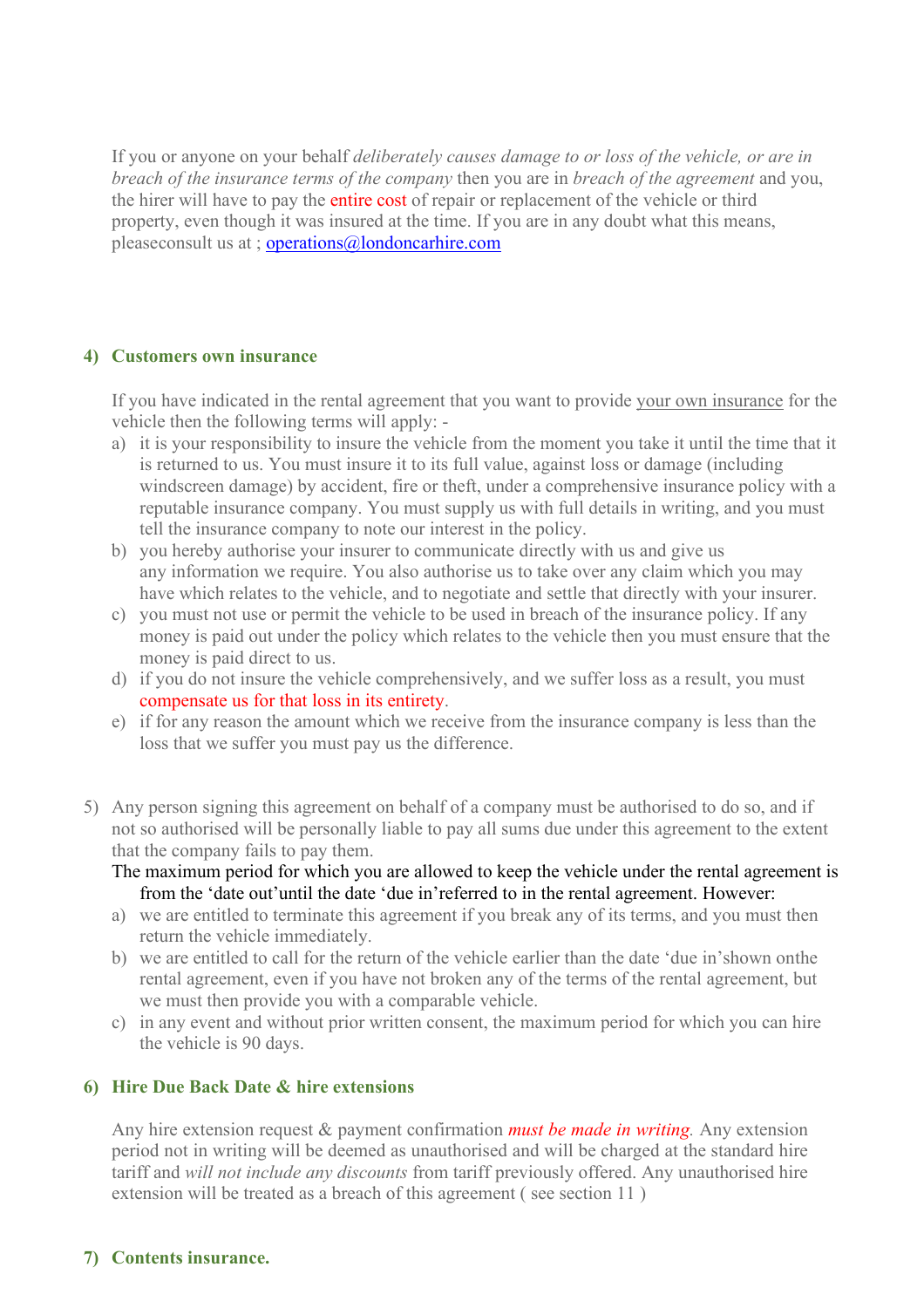If you or anyone on your behalf *deliberately causes damage to or loss of the vehicle, or are in breach of the insurance terms of the company* then you are in *breach of the agreement* and you, the hirer will have to pay the entire cost of repair or replacement of the vehicle or third property, even though it was insured at the time. If you are in any doubt what this means, pleaseconsult us at ; operations@londoncarhire.com

**4) Customers own insurance**

If you have indicated in the rental agreement that you want to provide your own insurance for the vehicle then the following terms will apply: -

a) it is your responsibility to insure the vehicle from the moment you take it until the time that it is returned to us. You must insure it to its full value, against loss or damage (including windscreen damage) by accident, fire or theft, under a comprehensive insurance policy with a reputable insurance company. You must supply us with full details in writing, and you must tell the insurance company to note our interest in the policy.
b) you hereby authorise your insurer to communicate directly with us and give us any information we require. You also authorise us to take over any claim which you may have which relates to the vehicle, and to negotiate and settle that directly with your insurer.
c) you must not use or permit the vehicle to be used in breach of the insurance policy. If any money is paid out under the policy which relates to the vehicle then you must ensure that the money is paid direct to us.
d) if you do not insure the vehicle comprehensively, and we suffer loss as a result, you must compensate us for that loss in its entirety.
e) if for any reason the amount which we receive from the insurance company is less than the loss that we suffer you must pay us the difference.

5) Any person signing this agreement on behalf of a company must be authorised to do so, and if not so authorised will be personally liable to pay all sums due under this agreement to the extent that the company fails to pay them.

The maximum period for which you are allowed to keep the vehicle under the rental agreement is from the 'date out'until the date 'due in'referred to in the rental agreement. However:

a) we are entitled to terminate this agreement if you break any of its terms, and you must then return the vehicle immediately.
b) we are entitled to call for the return of the vehicle earlier than the date 'due in'shown onthe rental agreement, even if you have not broken any of the terms of the rental agreement, but we must then provide you with a comparable vehicle.
c) in any event and without prior written consent, the maximum period for which you can hire the vehicle is 90 days.

**6) Hire Due Back Date & hire extensions**

Any hire extension request & payment confirmation ***must be made in writing.*** Any extension period not in writing will be deemed as unauthorised and will be charged at the standard hire tariff and *will not include any discounts* from tariff previously offered. Any unauthorised hire extension will be treated as a breach of this agreement ( see section 11 )

**7) Contents insurance.**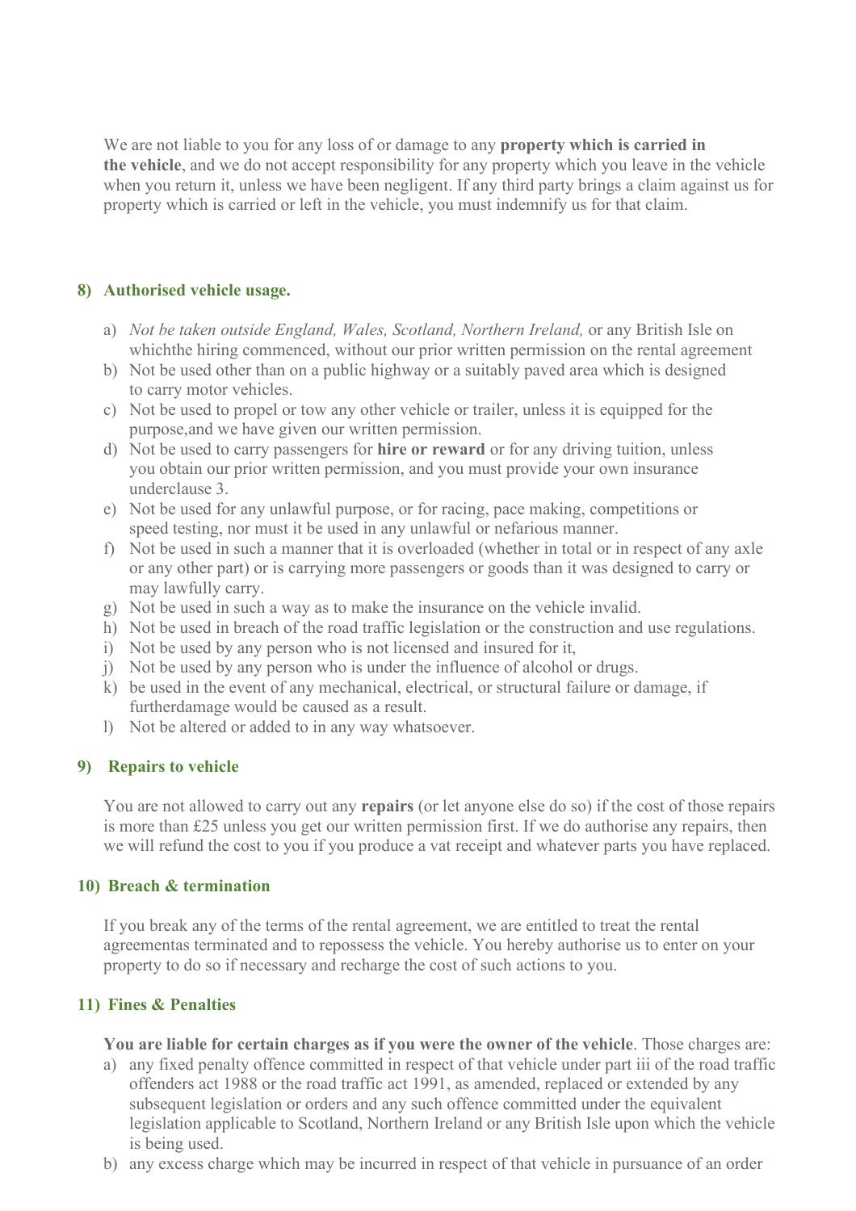We are not liable to you for any loss of or damage to any **property which is carried in the vehicle**, and we do not accept responsibility for any property which you leave in the vehicle when you return it, unless we have been negligent. If any third party brings a claim against us for property which is carried or left in the vehicle, you must indemnify us for that claim.

## 8) Authorised vehicle usage.

a) *Not be taken outside England, Wales, Scotland, Northern Ireland,* or any British Isle on whichthe hiring commenced, without our prior written permission on the rental agreement
b) Not be used other than on a public highway or a suitably paved area which is designed to carry motor vehicles.
c) Not be used to propel or tow any other vehicle or trailer, unless it is equipped for the purpose,and we have given our written permission.
d) Not be used to carry passengers for **hire or reward** or for any driving tuition, unless you obtain our prior written permission, and you must provide your own insurance underclause 3.
e) Not be used for any unlawful purpose, or for racing, pace making, competitions or speed testing, nor must it be used in any unlawful or nefarious manner.
f) Not be used in such a manner that it is overloaded (whether in total or in respect of any axle or any other part) or is carrying more passengers or goods than it was designed to carry or may lawfully carry.
g) Not be used in such a way as to make the insurance on the vehicle invalid.
h) Not be used in breach of the road traffic legislation or the construction and use regulations.
i) Not be used by any person who is not licensed and insured for it,
j) Not be used by any person who is under the influence of alcohol or drugs.
k) be used in the event of any mechanical, electrical, or structural failure or damage, if furtherdamage would be caused as a result.
l) Not be altered or added to in any way whatsoever.

## 9) Repairs to vehicle

You are not allowed to carry out any **repairs** (or let anyone else do so) if the cost of those repairs is more than £25 unless you get our written permission first. If we do authorise any repairs, then we will refund the cost to you if you produce a vat receipt and whatever parts you have replaced.

## 10) Breach & termination

If you break any of the terms of the rental agreement, we are entitled to treat the rental agreementas terminated and to repossess the vehicle. You hereby authorise us to enter on your property to do so if necessary and recharge the cost of such actions to you.

## 11) Fines & Penalties

**You are liable for certain charges as if you were the owner of the vehicle**. Those charges are:

a) any fixed penalty offence committed in respect of that vehicle under part iii of the road traffic offenders act 1988 or the road traffic act 1991, as amended, replaced or extended by any subsequent legislation or orders and any such offence committed under the equivalent legislation applicable to Scotland, Northern Ireland or any British Isle upon which the vehicle is being used.
b) any excess charge which may be incurred in respect of that vehicle in pursuance of an order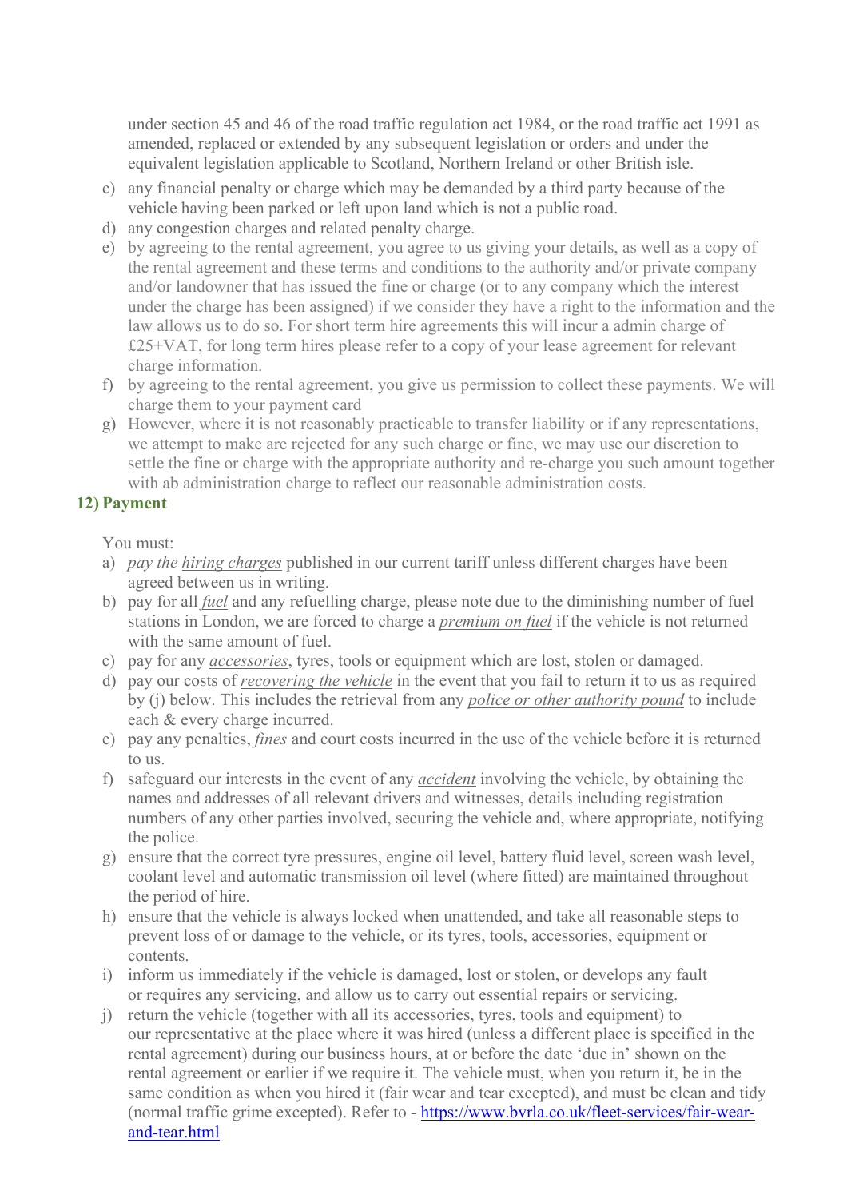under section 45 and 46 of the road traffic regulation act 1984, or the road traffic act 1991 as amended, replaced or extended by any subsequent legislation or orders and under the equivalent legislation applicable to Scotland, Northern Ireland or other British isle.

c) any financial penalty or charge which may be demanded by a third party because of the vehicle having been parked or left upon land which is not a public road.
d) any congestion charges and related penalty charge.
e) by agreeing to the rental agreement, you agree to us giving your details, as well as a copy of the rental agreement and these terms and conditions to the authority and/or private company and/or landowner that has issued the fine or charge (or to any company which the interest under the charge has been assigned) if we consider they have a right to the information and the law allows us to do so. For short term hire agreements this will incur a admin charge of £25+VAT, for long term hires please refer to a copy of your lease agreement for relevant charge information.
f) by agreeing to the rental agreement, you give us permission to collect these payments. We will charge them to your payment card
g) However, where it is not reasonably practicable to transfer liability or if any representations, we attempt to make are rejected for any such charge or fine, we may use our discretion to settle the fine or charge with the appropriate authority and re-charge you such amount together with ab administration charge to reflect our reasonable administration costs.

## 12) Payment

You must:

a) *pay the hiring charges* published in our current tariff unless different charges have been agreed between us in writing.
b) pay for all *fuel* and any refuelling charge, please note due to the diminishing number of fuel stations in London, we are forced to charge a *premium on fuel* if the vehicle is not returned with the same amount of fuel.
c) pay for any *accessories*, tyres, tools or equipment which are lost, stolen or damaged.
d) pay our costs of *recovering the vehicle* in the event that you fail to return it to us as required by (j) below. This includes the retrieval from any *police or other authority pound* to include each & every charge incurred.
e) pay any penalties, *fines* and court costs incurred in the use of the vehicle before it is returned to us.
f) safeguard our interests in the event of any *accident* involving the vehicle, by obtaining the names and addresses of all relevant drivers and witnesses, details including registration numbers of any other parties involved, securing the vehicle and, where appropriate, notifying the police.
g) ensure that the correct tyre pressures, engine oil level, battery fluid level, screen wash level, coolant level and automatic transmission oil level (where fitted) are maintained throughout the period of hire.
h) ensure that the vehicle is always locked when unattended, and take all reasonable steps to prevent loss of or damage to the vehicle, or its tyres, tools, accessories, equipment or contents.
i) inform us immediately if the vehicle is damaged, lost or stolen, or develops any fault or requires any servicing, and allow us to carry out essential repairs or servicing.
j) return the vehicle (together with all its accessories, tyres, tools and equipment) to our representative at the place where it was hired (unless a different place is specified in the rental agreement) during our business hours, at or before the date 'due in' shown on the rental agreement or earlier if we require it. The vehicle must, when you return it, be in the same condition as when you hired it (fair wear and tear excepted), and must be clean and tidy (normal traffic grime excepted). Refer to - https://www.bvrla.co.uk/fleet-services/fair-wear-and-tear.html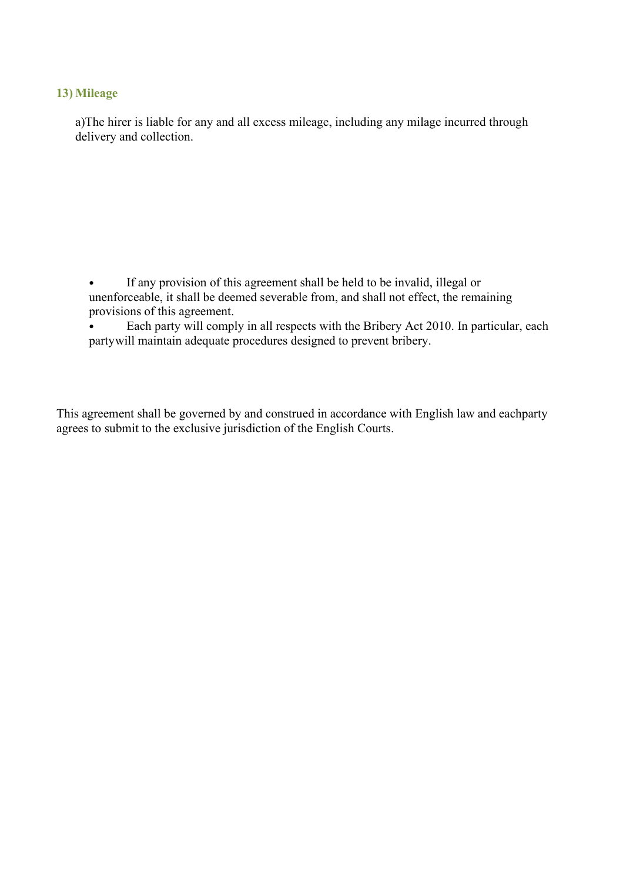### 13) Mileage

a)The hirer is liable for any and all excess mileage, including any milage incurred through delivery and collection.

- If any provision of this agreement shall be held to be invalid, illegal or unenforceable, it shall be deemed severable from, and shall not effect, the remaining provisions of this agreement.
- Each party will comply in all respects with the Bribery Act 2010. In particular, each partywill maintain adequate procedures designed to prevent bribery.

This agreement shall be governed by and construed in accordance with English law and eachparty agrees to submit to the exclusive jurisdiction of the English Courts.